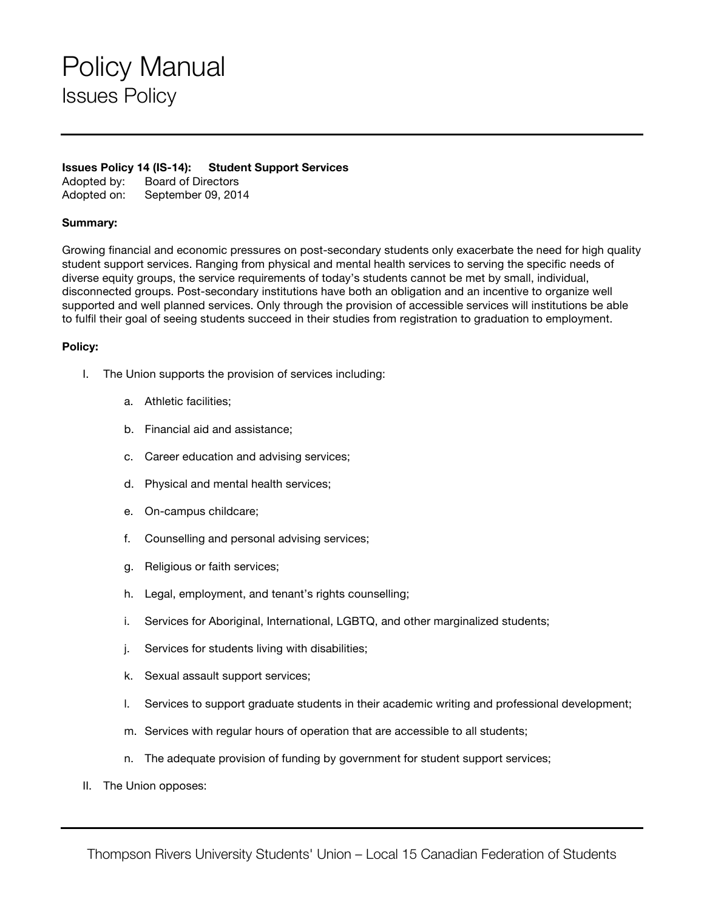# Policy Manual

## Issues Policy

**Issues Policy 14 (IS-14): Student Support Services**
Adopted by: Board of Directors
Adopted on: September 09, 2014

**Summary:**

Growing financial and economic pressures on post-secondary students only exacerbate the need for high quality student support services. Ranging from physical and mental health services to serving the specific needs of diverse equity groups, the service requirements of today's students cannot be met by small, individual, disconnected groups. Post-secondary institutions have both an obligation and an incentive to organize well supported and well planned services. Only through the provision of accessible services will institutions be able to fulfil their goal of seeing students succeed in their studies from registration to graduation to employment.

**Policy:**

I. The Union supports the provision of services including:

   a. Athletic facilities;

   b. Financial aid and assistance;

   c. Career education and advising services;

   d. Physical and mental health services;

   e. On-campus childcare;

   f. Counselling and personal advising services;

   g. Religious or faith services;

   h. Legal, employment, and tenant's rights counselling;

   i. Services for Aboriginal, International, LGBTQ, and other marginalized students;

   j. Services for students living with disabilities;

   k. Sexual assault support services;

   l. Services to support graduate students in their academic writing and professional development;

   m. Services with regular hours of operation that are accessible to all students;

   n. The adequate provision of funding by government for student support services;

II. The Union opposes: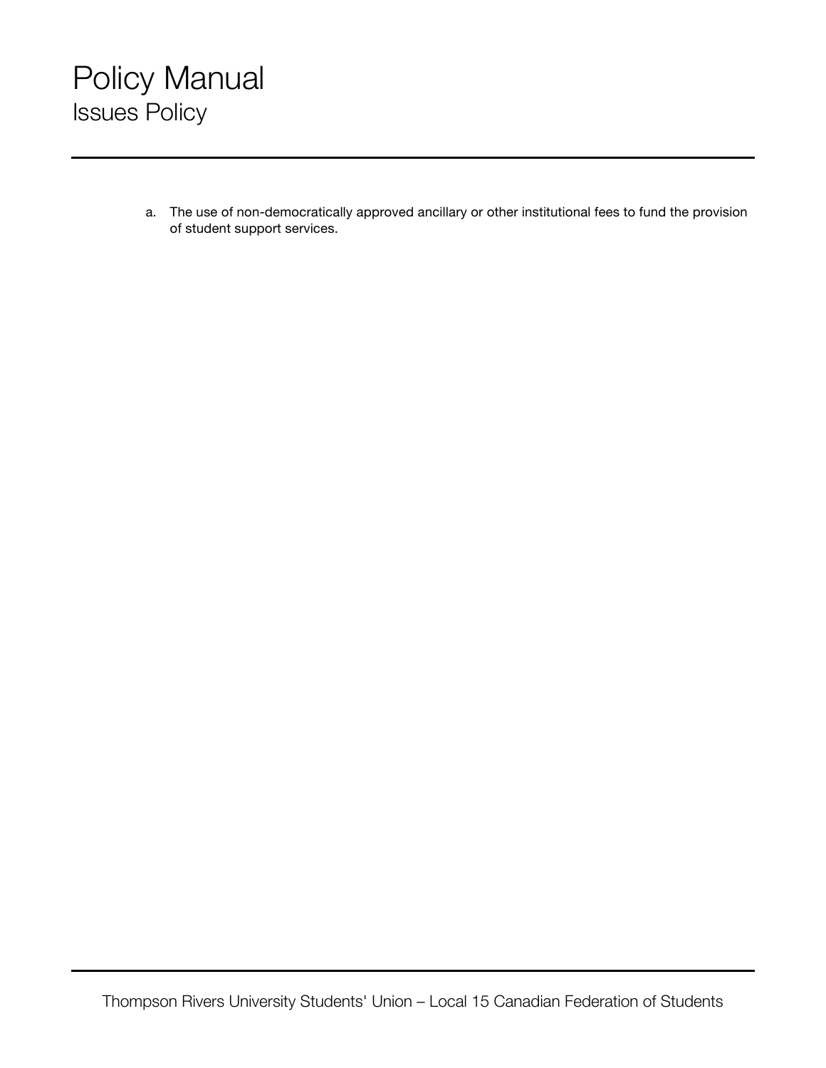a. The use of non-democratically approved ancillary or other institutional fees to fund the provision of student support services.